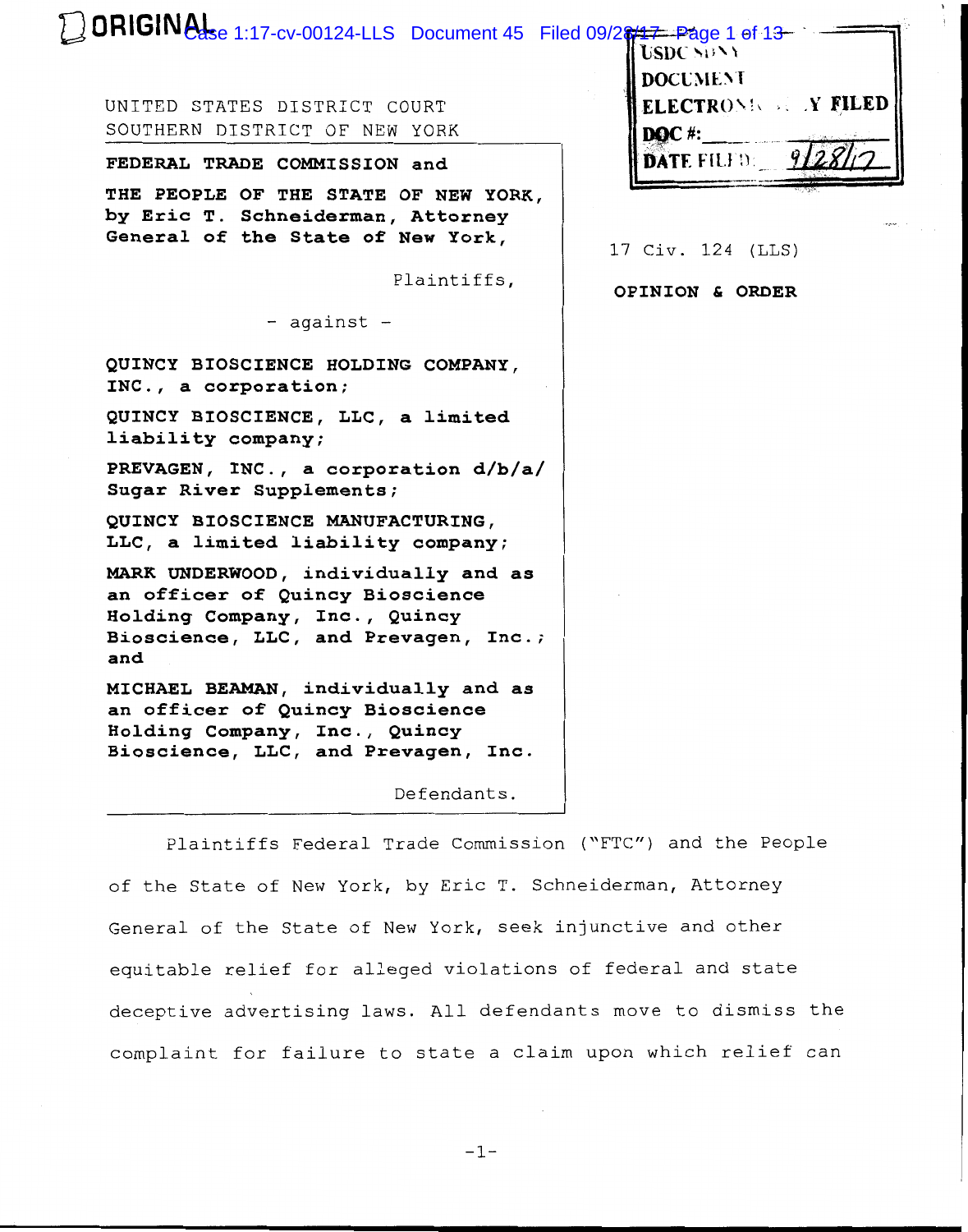ORIGINAL

USDC SDNY
DOCUMENT
ELECTRONICALLY FILED
DOC #:
DATE FILED: 9/28/17

UNITED STATES DISTRICT COURT
SOUTHERN DISTRICT OF NEW YORK

**FEDERAL TRADE COMMISSION and**

**THE PEOPLE OF THE STATE OF NEW YORK, by Eric T. Schneiderman, Attorney General of the State of New York,**

Plaintiffs,

- against -

**QUINCY BIOSCIENCE HOLDING COMPANY, INC., a corporation;**

**QUINCY BIOSCIENCE, LLC, a limited liability company;**

**PREVAGEN, INC., a corporation d/b/a/ Sugar River Supplements;**

**QUINCY BIOSCIENCE MANUFACTURING, LLC, a limited liability company;**

**MARK UNDERWOOD, individually and as an officer of Quincy Bioscience Holding Company, Inc., Quincy Bioscience, LLC, and Prevagen, Inc.; and**

**MICHAEL BEAMAN, individually and as an officer of Quincy Bioscience Holding Company, Inc., Quincy Bioscience, LLC, and Prevagen, Inc.**

Defendants.

17 Civ. 124 (LLS)

**OPINION & ORDER**

Plaintiffs Federal Trade Commission ("FTC") and the People of the State of New York, by Eric T. Schneiderman, Attorney General of the State of New York, seek injunctive and other equitable relief for alleged violations of federal and state deceptive advertising laws. All defendants move to dismiss the complaint for failure to state a claim upon which relief can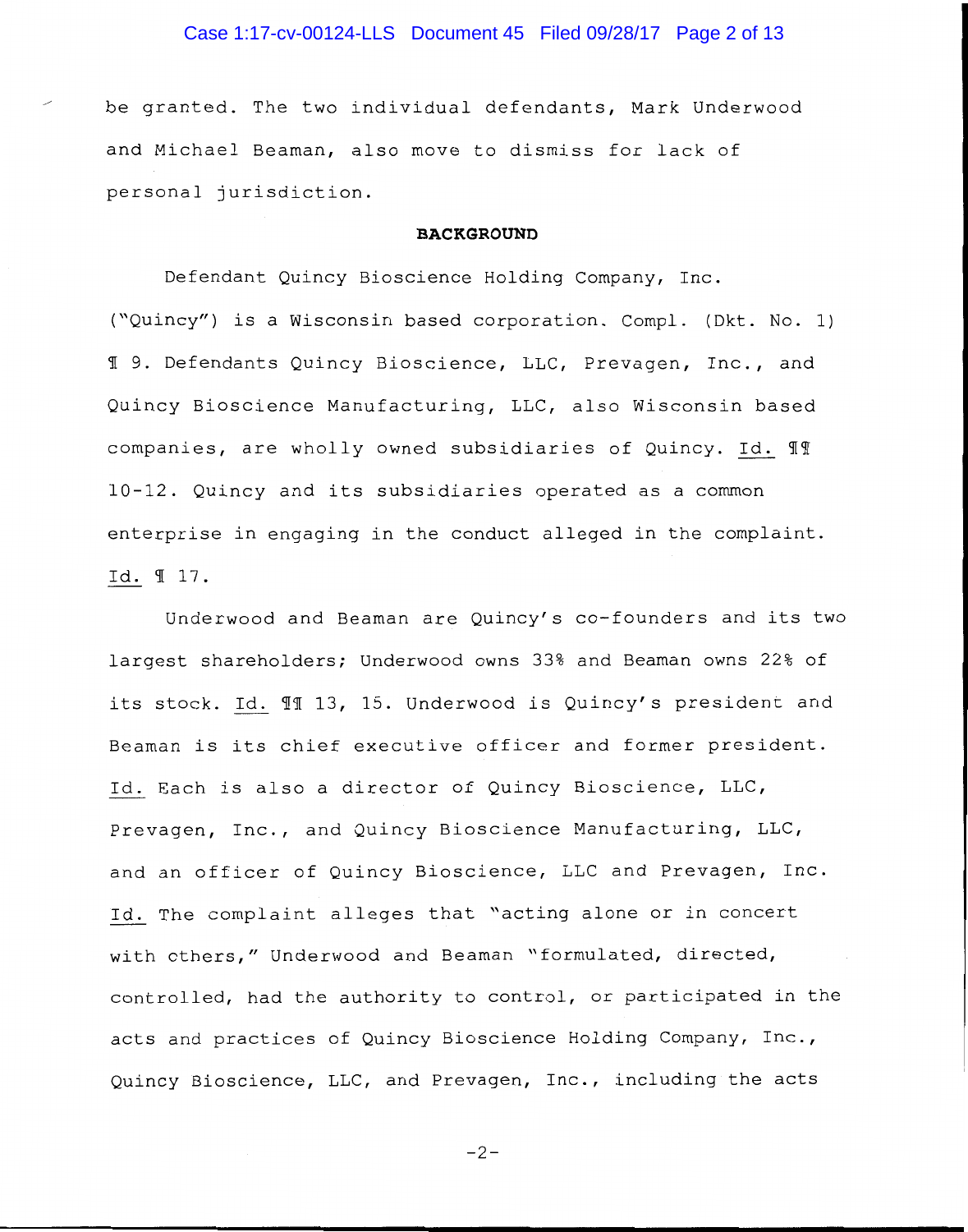be granted. The two individual defendants, Mark Underwood and Michael Beaman, also move to dismiss for lack of personal jurisdiction.

**BACKGROUND**

Defendant Quincy Bioscience Holding Company, Inc. ("Quincy") is a Wisconsin based corporation. Compl. (Dkt. No. 1) ¶ 9. Defendants Quincy Bioscience, LLC, Prevagen, Inc., and Quincy Bioscience Manufacturing, LLC, also Wisconsin based companies, are wholly owned subsidiaries of Quincy. Id. ¶¶ 10-12. Quincy and its subsidiaries operated as a common enterprise in engaging in the conduct alleged in the complaint. Id. ¶ 17.

Underwood and Beaman are Quincy's co-founders and its two largest shareholders; Underwood owns 33% and Beaman owns 22% of its stock. Id. ¶¶ 13, 15. Underwood is Quincy's president and Beaman is its chief executive officer and former president. Id. Each is also a director of Quincy Bioscience, LLC, Prevagen, Inc., and Quincy Bioscience Manufacturing, LLC, and an officer of Quincy Bioscience, LLC and Prevagen, Inc. Id. The complaint alleges that "acting alone or in concert with others," Underwood and Beaman "formulated, directed, controlled, had the authority to control, or participated in the acts and practices of Quincy Bioscience Holding Company, Inc., Quincy Bioscience, LLC, and Prevagen, Inc., including the acts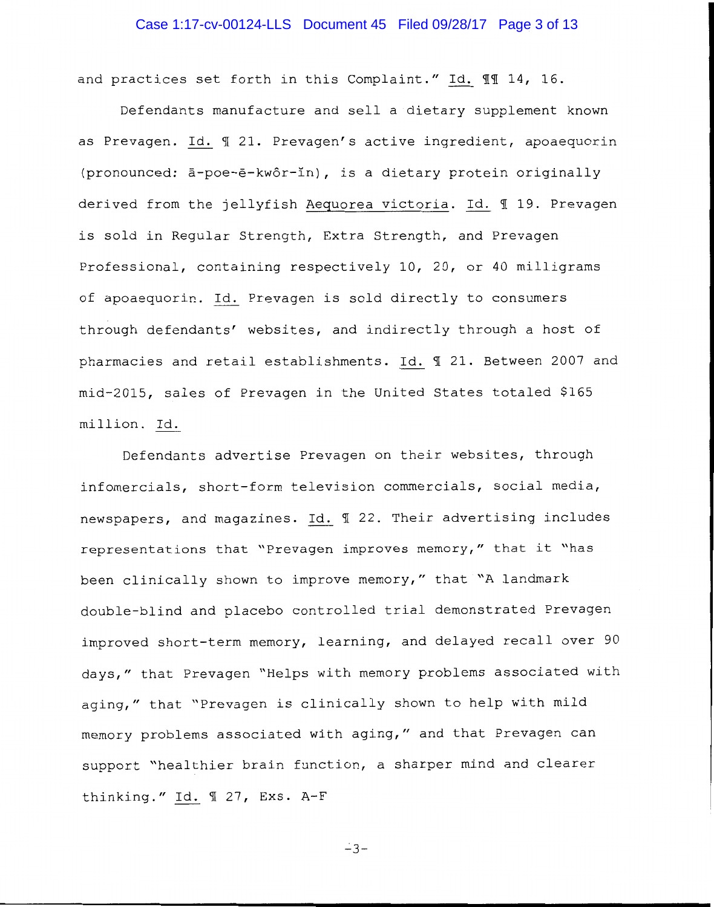and practices set forth in this Complaint." Id. ¶¶ 14, 16.

Defendants manufacture and sell a dietary supplement known as Prevagen. Id. ¶ 21. Prevagen's active ingredient, apoaequorin (pronounced: ā-poe-ē-kwôr-ĭn), is a dietary protein originally derived from the jellyfish Aequorea victoria. Id. ¶ 19. Prevagen is sold in Regular Strength, Extra Strength, and Prevagen Professional, containing respectively 10, 20, or 40 milligrams of apoaequorin. Id. Prevagen is sold directly to consumers through defendants' websites, and indirectly through a host of pharmacies and retail establishments. Id. ¶ 21. Between 2007 and mid-2015, sales of Prevagen in the United States totaled $165 million. Id.

Defendants advertise Prevagen on their websites, through infomercials, short-form television commercials, social media, newspapers, and magazines. Id. ¶ 22. Their advertising includes representations that "Prevagen improves memory," that it "has been clinically shown to improve memory," that "A landmark double-blind and placebo controlled trial demonstrated Prevagen improved short-term memory, learning, and delayed recall over 90 days," that Prevagen "Helps with memory problems associated with aging," that "Prevagen is clinically shown to help with mild memory problems associated with aging," and that Prevagen can support "healthier brain function, a sharper mind and clearer thinking." Id. ¶ 27, Exs. A-F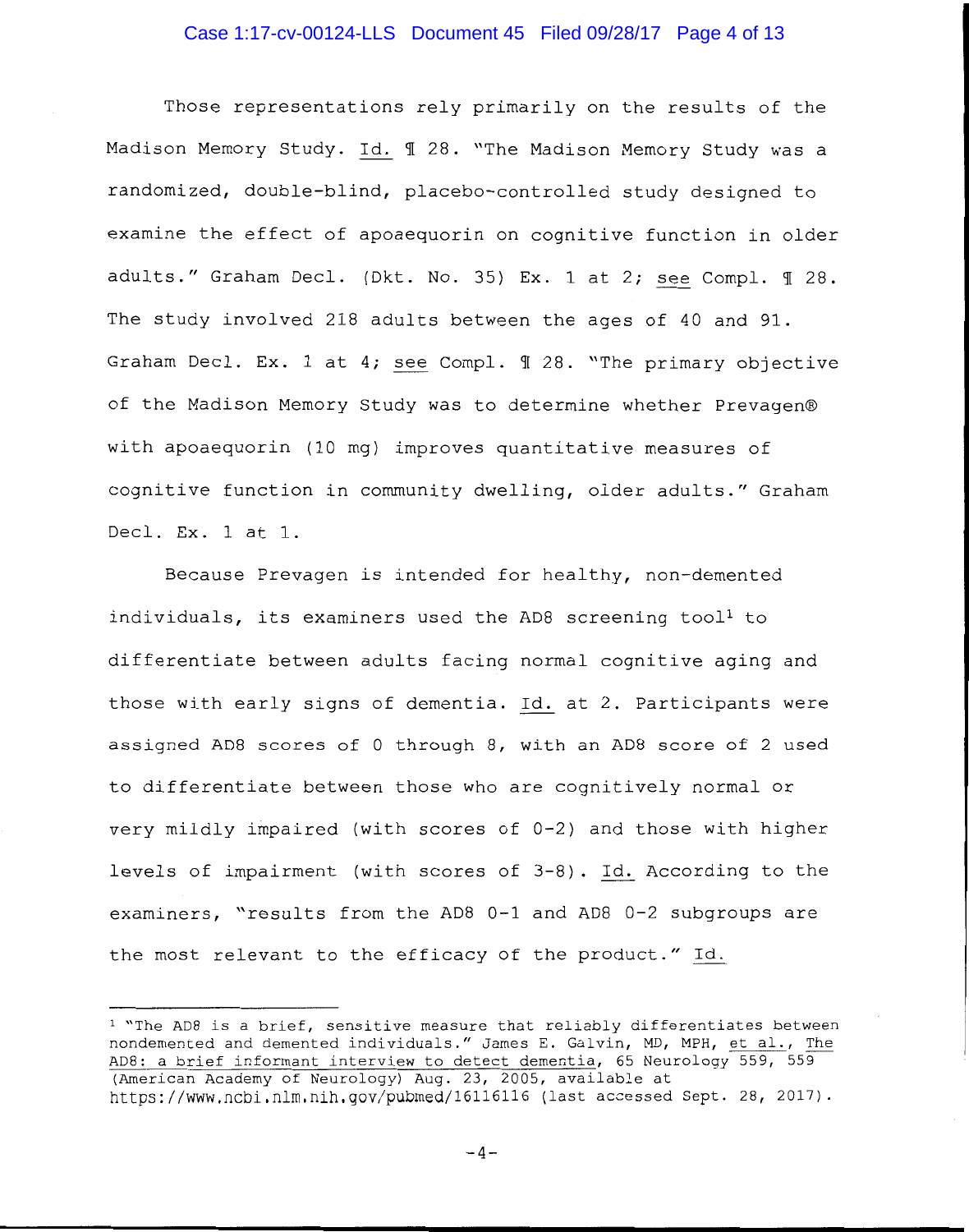Those representations rely primarily on the results of the Madison Memory Study. Id. ¶ 28. "The Madison Memory Study was a randomized, double-blind, placebo-controlled study designed to examine the effect of apoaequorin on cognitive function in older adults." Graham Decl. (Dkt. No. 35) Ex. 1 at 2; see Compl. ¶ 28. The study involved 218 adults between the ages of 40 and 91. Graham Decl. Ex. 1 at 4; see Compl. ¶ 28. "The primary objective of the Madison Memory Study was to determine whether Prevagen® with apoaequorin (10 mg) improves quantitative measures of cognitive function in community dwelling, older adults." Graham Decl. Ex. 1 at 1.

Because Prevagen is intended for healthy, non-demented individuals, its examiners used the AD8 screening tool[1] to differentiate between adults facing normal cognitive aging and those with early signs of dementia. Id. at 2. Participants were assigned AD8 scores of 0 through 8, with an AD8 score of 2 used to differentiate between those who are cognitively normal or very mildly impaired (with scores of 0-2) and those with higher levels of impairment (with scores of 3-8). Id. According to the examiners, "results from the AD8 0-1 and AD8 0-2 subgroups are the most relevant to the efficacy of the product." Id.

---

[1] "The AD8 is a brief, sensitive measure that reliably differentiates between nondemented and demented individuals." James E. Galvin, MD, MPH, et al., The AD8: a brief informant interview to detect dementia, 65 Neurology 559, 559 (American Academy of Neurology) Aug. 23, 2005, available at https://www.ncbi.nlm.nih.gov/pubmed/16116116 (last accessed Sept. 28, 2017).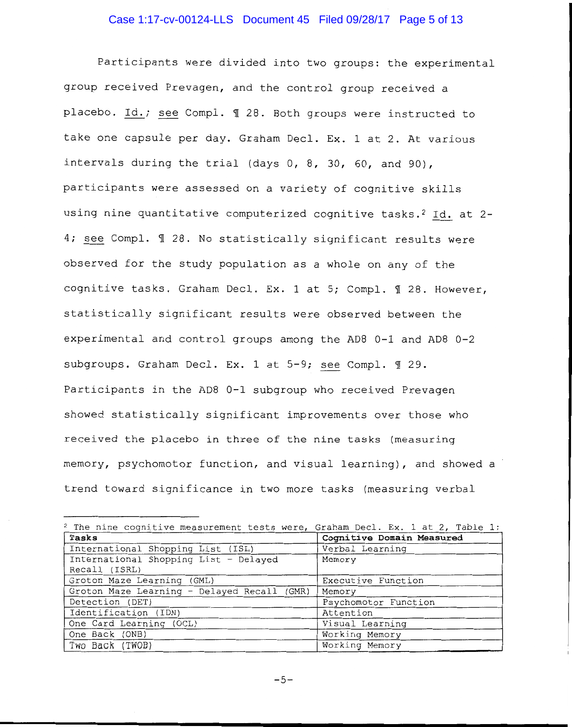Participants were divided into two groups: the experimental group received Prevagen, and the control group received a placebo. Id.; see Compl. ¶ 28. Both groups were instructed to take one capsule per day. Graham Decl. Ex. 1 at 2. At various intervals during the trial (days 0, 8, 30, 60, and 90), participants were assessed on a variety of cognitive skills using nine quantitative computerized cognitive tasks.[2] Id. at 2-4; see Compl. ¶ 28. No statistically significant results were observed for the study population as a whole on any of the cognitive tasks. Graham Decl. Ex. 1 at 5; Compl. ¶ 28. However, statistically significant results were observed between the experimental and control groups among the AD8 0-1 and AD8 0-2 subgroups. Graham Decl. Ex. 1 at 5-9; see Compl. ¶ 29. Participants in the AD8 0-1 subgroup who received Prevagen showed statistically significant improvements over those who received the placebo in three of the nine tasks (measuring memory, psychomotor function, and visual learning), and showed a trend toward significance in two more tasks (measuring verbal

---

[2] The nine cognitive measurement tests were, Graham Decl. Ex. 1 at 2, Table 1:

| **Tasks** | **Cognitive Domain Measured** |
|---|---|
| International Shopping List (ISL) | Verbal Learning |
| International Shopping List - Delayed Recall (ISRL) | Memory |
| Groton Maze Learning (GML) | Executive Function |
| Groton Maze Learning - Delayed Recall (GMR) | Memory |
| Detection (DET) | Psychomotor Function |
| Identification (IDN) | Attention |
| One Card Learning (OCL) | Visual Learning |
| One Back (ONB) | Working Memory |
| Two Back (TWOB) | Working Memory |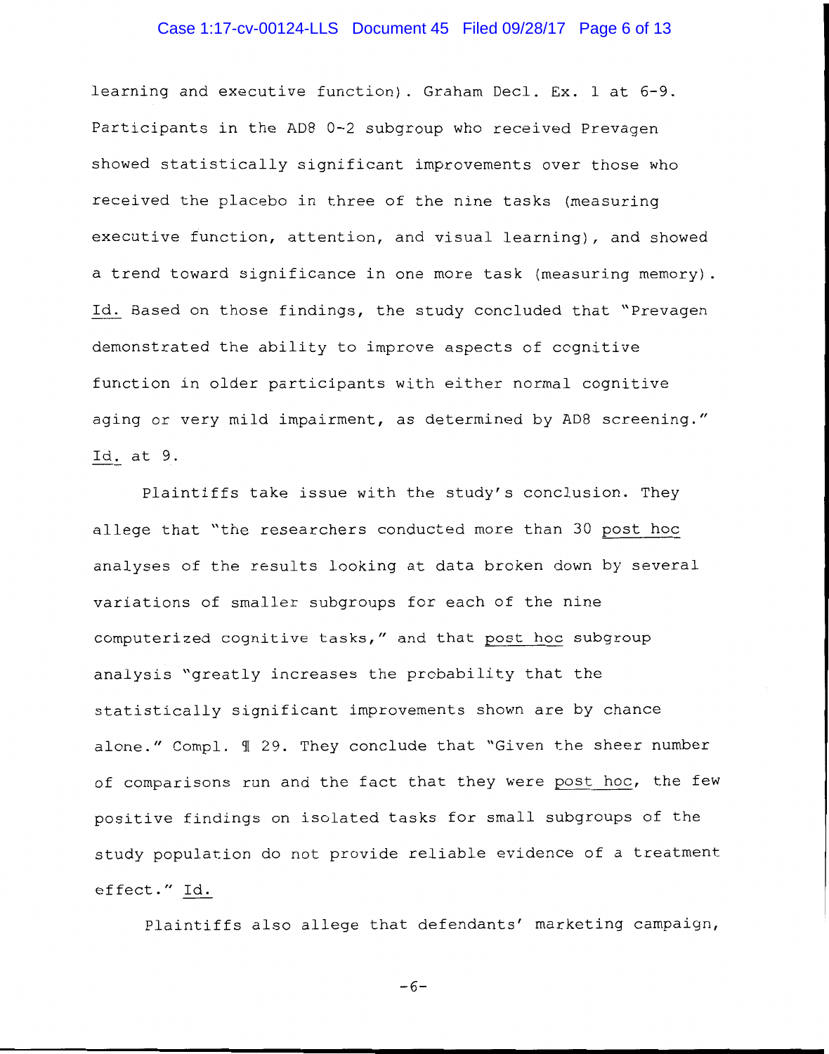learning and executive function). Graham Decl. Ex. 1 at 6-9. Participants in the AD8 0-2 subgroup who received Prevagen showed statistically significant improvements over those who received the placebo in three of the nine tasks (measuring executive function, attention, and visual learning), and showed a trend toward significance in one more task (measuring memory). Id. Based on those findings, the study concluded that "Prevagen demonstrated the ability to improve aspects of cognitive function in older participants with either normal cognitive aging or very mild impairment, as determined by AD8 screening." Id. at 9.

Plaintiffs take issue with the study's conclusion. They allege that "the researchers conducted more than 30 post hoc analyses of the results looking at data broken down by several variations of smaller subgroups for each of the nine computerized cognitive tasks," and that post hoc subgroup analysis "greatly increases the probability that the statistically significant improvements shown are by chance alone." Compl. ¶ 29. They conclude that "Given the sheer number of comparisons run and the fact that they were post hoc, the few positive findings on isolated tasks for small subgroups of the study population do not provide reliable evidence of a treatment effect." Id.

Plaintiffs also allege that defendants' marketing campaign,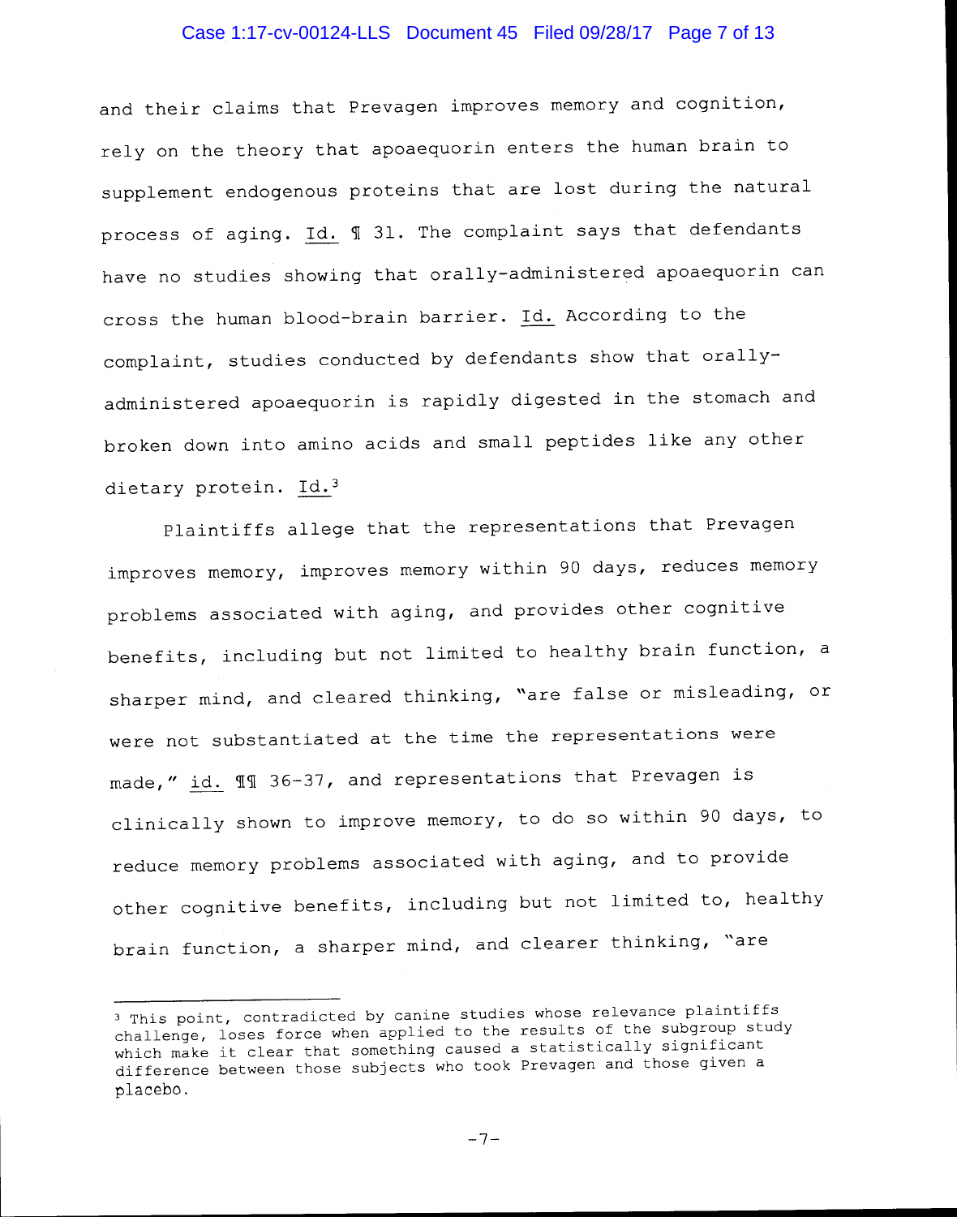and their claims that Prevagen improves memory and cognition, rely on the theory that apoaequorin enters the human brain to supplement endogenous proteins that are lost during the natural process of aging. Id. ¶ 31. The complaint says that defendants have no studies showing that orally-administered apoaequorin can cross the human blood-brain barrier. Id. According to the complaint, studies conducted by defendants show that orally-administered apoaequorin is rapidly digested in the stomach and broken down into amino acids and small peptides like any other dietary protein. Id.[3]

Plaintiffs allege that the representations that Prevagen improves memory, improves memory within 90 days, reduces memory problems associated with aging, and provides other cognitive benefits, including but not limited to healthy brain function, a sharper mind, and cleared thinking, "are false or misleading, or were not substantiated at the time the representations were made," id. ¶¶ 36-37, and representations that Prevagen is clinically shown to improve memory, to do so within 90 days, to reduce memory problems associated with aging, and to provide other cognitive benefits, including but not limited to, healthy brain function, a sharper mind, and clearer thinking, "are

---

[3] This point, contradicted by canine studies whose relevance plaintiffs challenge, loses force when applied to the results of the subgroup study which make it clear that something caused a statistically significant difference between those subjects who took Prevagen and those given a placebo.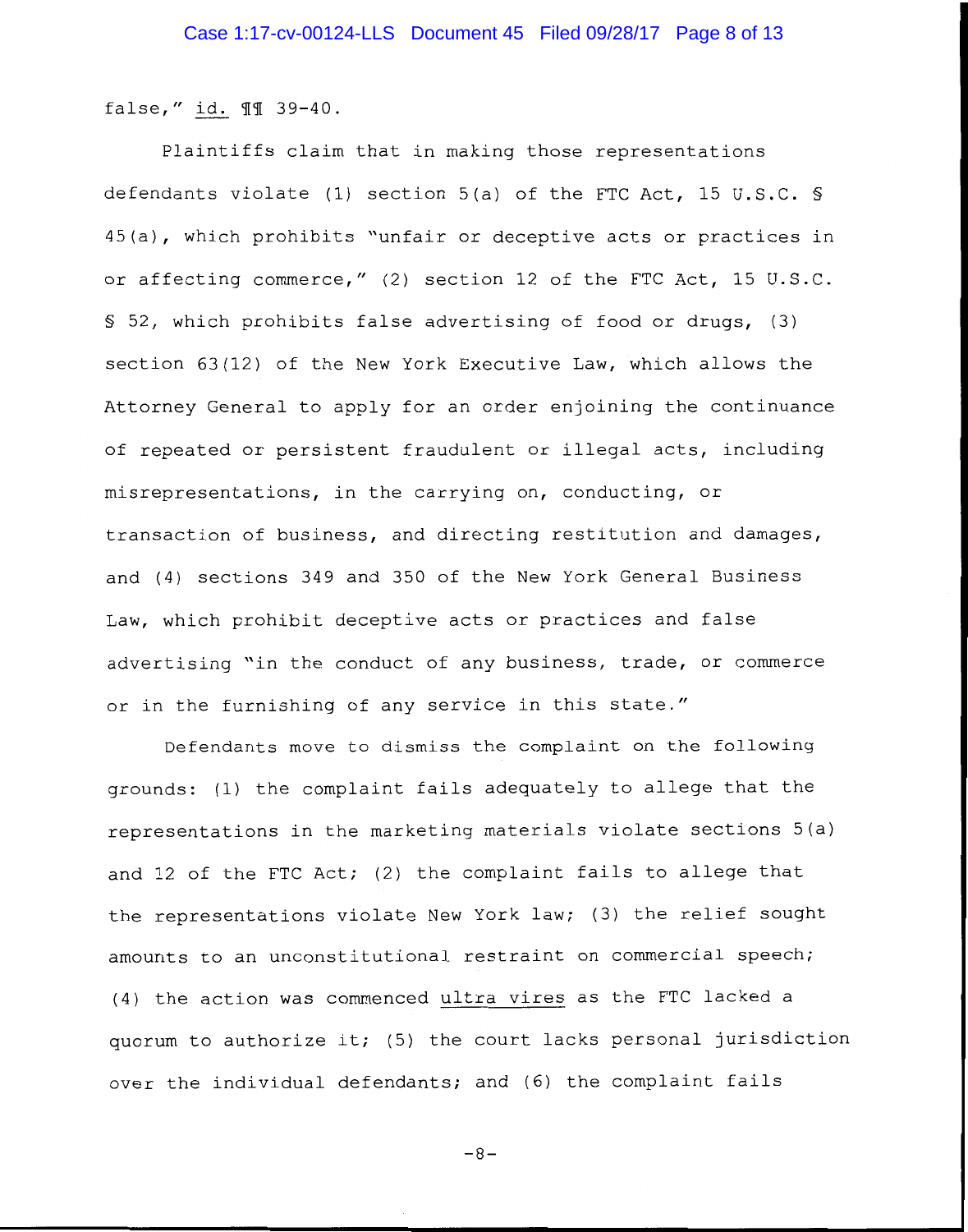false," _id._ ¶¶ 39-40.

Plaintiffs claim that in making those representations defendants violate (1) section 5(a) of the FTC Act, 15 U.S.C. § 45(a), which prohibits "unfair or deceptive acts or practices in or affecting commerce," (2) section 12 of the FTC Act, 15 U.S.C. § 52, which prohibits false advertising of food or drugs, (3) section 63(12) of the New York Executive Law, which allows the Attorney General to apply for an order enjoining the continuance of repeated or persistent fraudulent or illegal acts, including misrepresentations, in the carrying on, conducting, or transaction of business, and directing restitution and damages, and (4) sections 349 and 350 of the New York General Business Law, which prohibit deceptive acts or practices and false advertising "in the conduct of any business, trade, or commerce or in the furnishing of any service in this state."

Defendants move to dismiss the complaint on the following grounds: (1) the complaint fails adequately to allege that the representations in the marketing materials violate sections 5(a) and 12 of the FTC Act; (2) the complaint fails to allege that the representations violate New York law; (3) the relief sought amounts to an unconstitutional restraint on commercial speech; (4) the action was commenced _ultra vires_ as the FTC lacked a quorum to authorize it; (5) the court lacks personal jurisdiction over the individual defendants; and (6) the complaint fails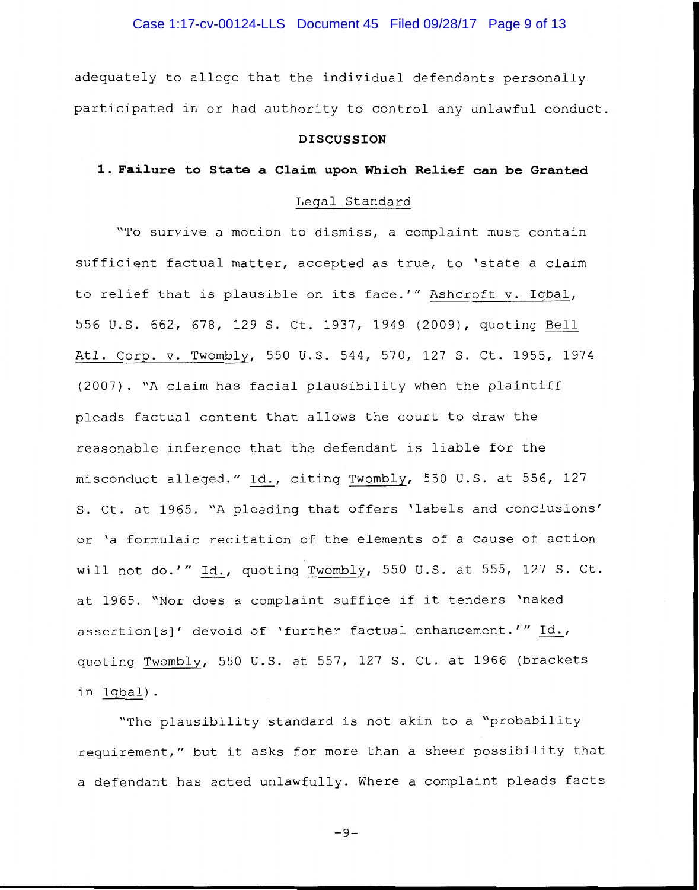adequately to allege that the individual defendants personally participated in or had authority to control any unlawful conduct.

## DISCUSSION

### 1. Failure to State a Claim upon Which Relief can be Granted

#### Legal Standard

"To survive a motion to dismiss, a complaint must contain sufficient factual matter, accepted as true, to 'state a claim to relief that is plausible on its face.'" Ashcroft v. Iqbal, 556 U.S. 662, 678, 129 S. Ct. 1937, 1949 (2009), quoting Bell Atl. Corp. v. Twombly, 550 U.S. 544, 570, 127 S. Ct. 1955, 1974 (2007). "A claim has facial plausibility when the plaintiff pleads factual content that allows the court to draw the reasonable inference that the defendant is liable for the misconduct alleged." Id., citing Twombly, 550 U.S. at 556, 127 S. Ct. at 1965. "A pleading that offers 'labels and conclusions' or 'a formulaic recitation of the elements of a cause of action will not do.'" Id., quoting Twombly, 550 U.S. at 555, 127 S. Ct. at 1965. "Nor does a complaint suffice if it tenders 'naked assertion[s]' devoid of 'further factual enhancement.'" Id., quoting Twombly, 550 U.S. at 557, 127 S. Ct. at 1966 (brackets in Iqbal).

"The plausibility standard is not akin to a "probability requirement," but it asks for more than a sheer possibility that a defendant has acted unlawfully. Where a complaint pleads facts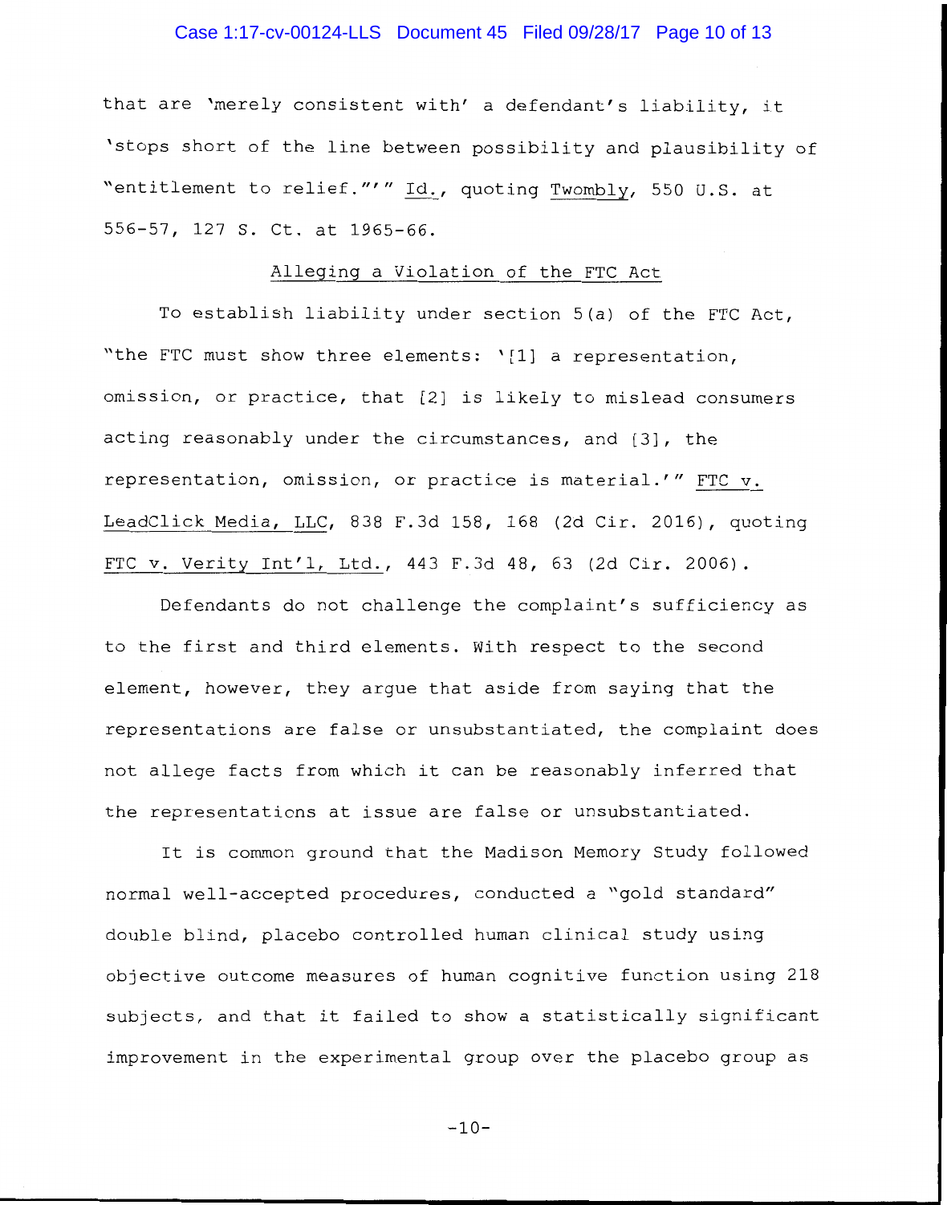that are 'merely consistent with' a defendant's liability, it 'stops short of the line between possibility and plausibility of "entitlement to relief."'" Id., quoting Twombly, 550 U.S. at 556-57, 127 S. Ct. at 1965-66.

## Alleging a Violation of the FTC Act

To establish liability under section 5(a) of the FTC Act, "the FTC must show three elements: '[1] a representation, omission, or practice, that [2] is likely to mislead consumers acting reasonably under the circumstances, and [3], the representation, omission, or practice is material.'" FTC v. LeadClick Media, LLC, 838 F.3d 158, 168 (2d Cir. 2016), quoting FTC v. Verity Int'l, Ltd., 443 F.3d 48, 63 (2d Cir. 2006).

Defendants do not challenge the complaint's sufficiency as to the first and third elements. With respect to the second element, however, they argue that aside from saying that the representations are false or unsubstantiated, the complaint does not allege facts from which it can be reasonably inferred that the representations at issue are false or unsubstantiated.

It is common ground that the Madison Memory Study followed normal well-accepted procedures, conducted a "gold standard" double blind, placebo controlled human clinical study using objective outcome measures of human cognitive function using 218 subjects, and that it failed to show a statistically significant improvement in the experimental group over the placebo group as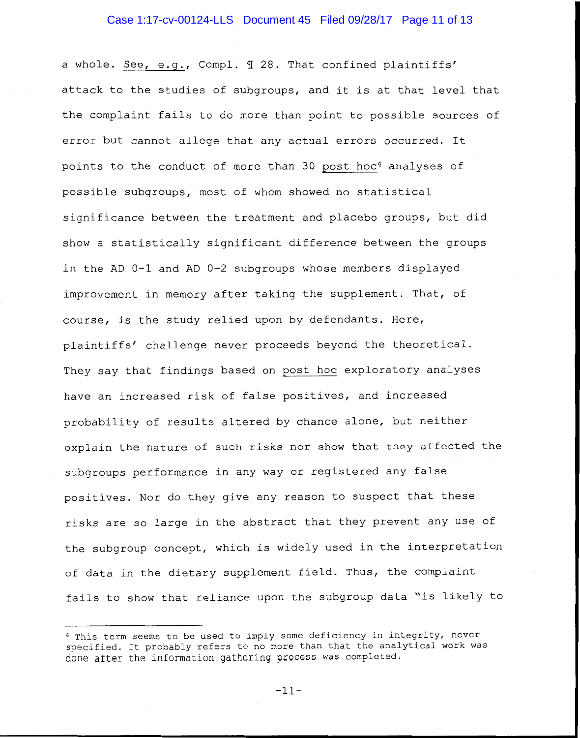a whole. <u>See, e.g.</u>, Compl. ¶ 28. That confined plaintiffs' attack to the studies of subgroups, and it is at that level that the complaint fails to do more than point to possible sources of error but cannot allege that any actual errors occurred. It points to the conduct of more than 30 <u>post hoc</u>[4] analyses of possible subgroups, most of whom showed no statistical significance between the treatment and placebo groups, but did show a statistically significant difference between the groups in the AD 0-1 and AD 0-2 subgroups whose members displayed improvement in memory after taking the supplement. That, of course, is the study relied upon by defendants. Here, plaintiffs' challenge never proceeds beyond the theoretical. They say that findings based on <u>post hoc</u> exploratory analyses have an increased risk of false positives, and increased probability of results altered by chance alone, but neither explain the nature of such risks nor show that they affected the subgroups performance in any way or registered any false positives. Nor do they give any reason to suspect that these risks are so large in the abstract that they prevent any use of the subgroup concept, which is widely used in the interpretation of data in the dietary supplement field. Thus, the complaint fails to show that reliance upon the subgroup data "is likely to

---

[4] This term seems to be used to imply some deficiency in integrity, never specified. It probably refers to no more than that the analytical work was done after the information-gathering process was completed.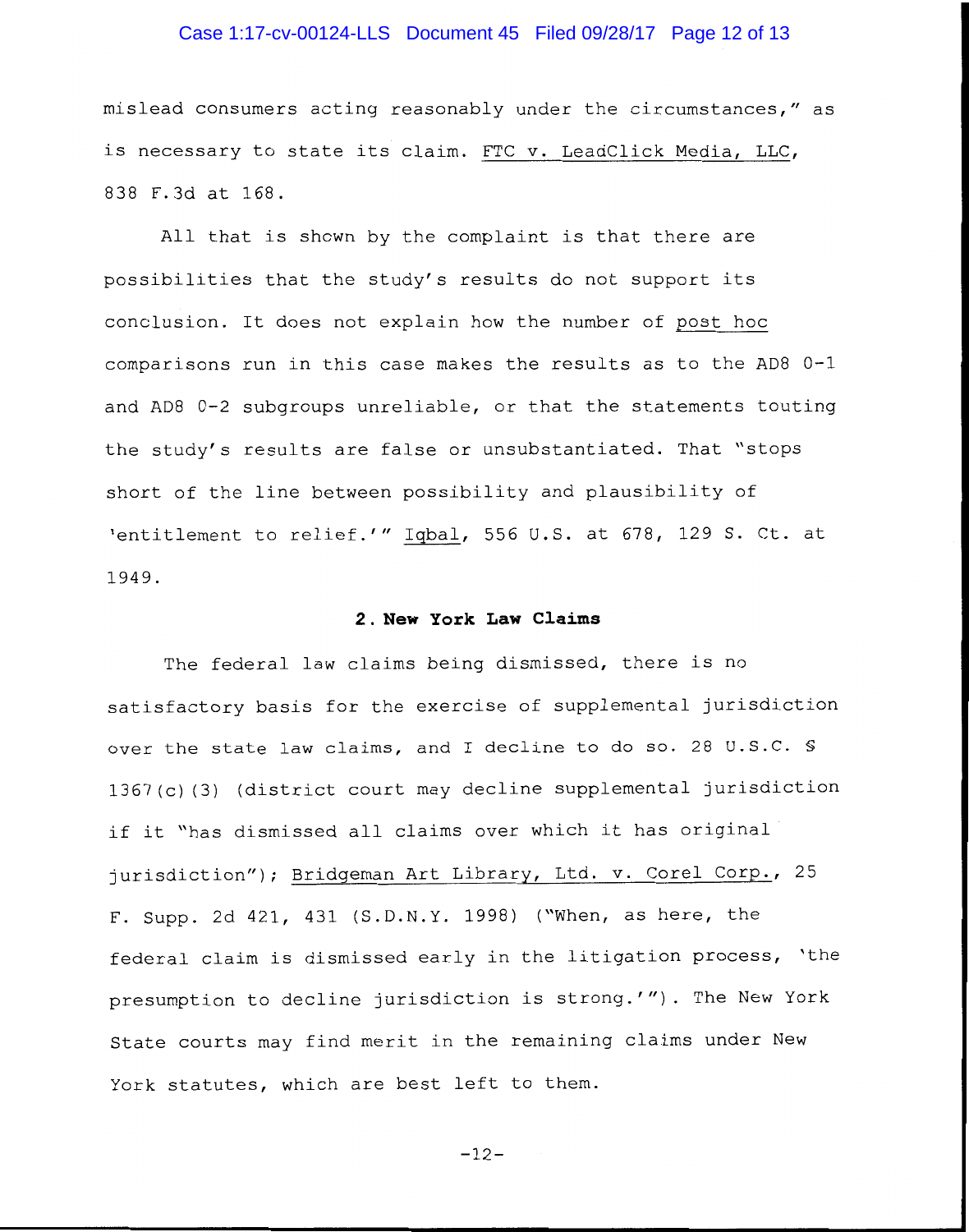mislead consumers acting reasonably under the circumstances," as is necessary to state its claim. FTC v. LeadClick Media, LLC, 838 F.3d at 168.

All that is shown by the complaint is that there are possibilities that the study's results do not support its conclusion. It does not explain how the number of *post hoc* comparisons run in this case makes the results as to the AD8 0-1 and AD8 0-2 subgroups unreliable, or that the statements touting the study's results are false or unsubstantiated. That "stops short of the line between possibility and plausibility of 'entitlement to relief.'" Iqbal, 556 U.S. at 678, 129 S. Ct. at 1949.

**2. New York Law Claims**

The federal law claims being dismissed, there is no satisfactory basis for the exercise of supplemental jurisdiction over the state law claims, and I decline to do so. 28 U.S.C. § 1367(c)(3) (district court may decline supplemental jurisdiction if it "has dismissed all claims over which it has original jurisdiction"); Bridgeman Art Library, Ltd. v. Corel Corp., 25 F. Supp. 2d 421, 431 (S.D.N.Y. 1998) ("When, as here, the federal claim is dismissed early in the litigation process, 'the presumption to decline jurisdiction is strong.'"). The New York State courts may find merit in the remaining claims under New York statutes, which are best left to them.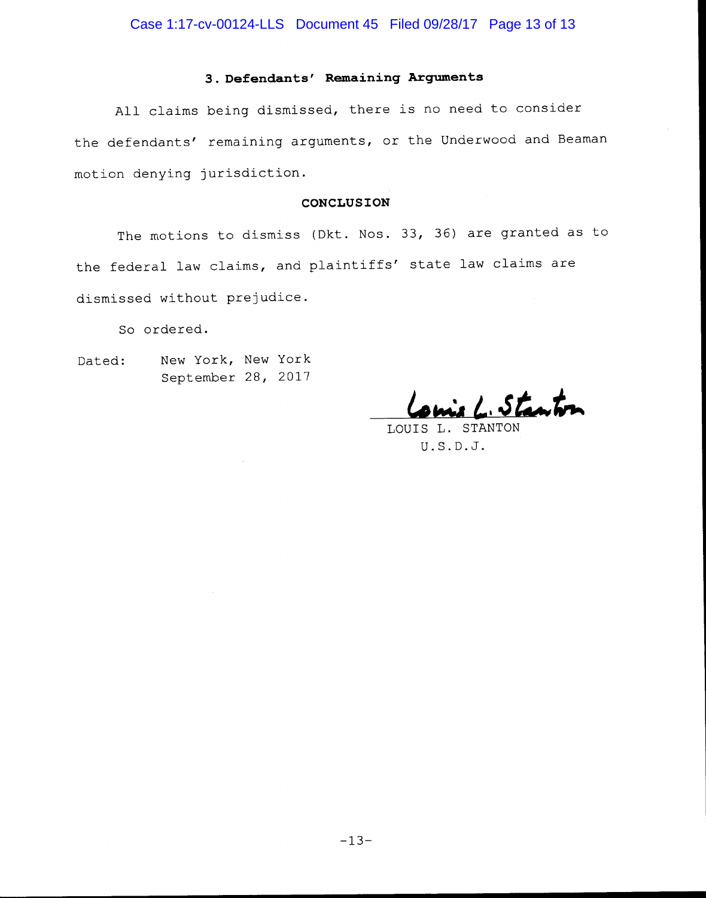### 3. Defendants' Remaining Arguments

All claims being dismissed, there is no need to consider the defendants' remaining arguments, or the Underwood and Beaman motion denying jurisdiction.

## CONCLUSION

The motions to dismiss (Dkt. Nos. 33, 36) are granted as to the federal law claims, and plaintiffs' state law claims are dismissed without prejudice.

So ordered.

Dated: New York, New York
September 28, 2017

Louis L. Stanton

LOUIS L. STANTON
U.S.D.J.